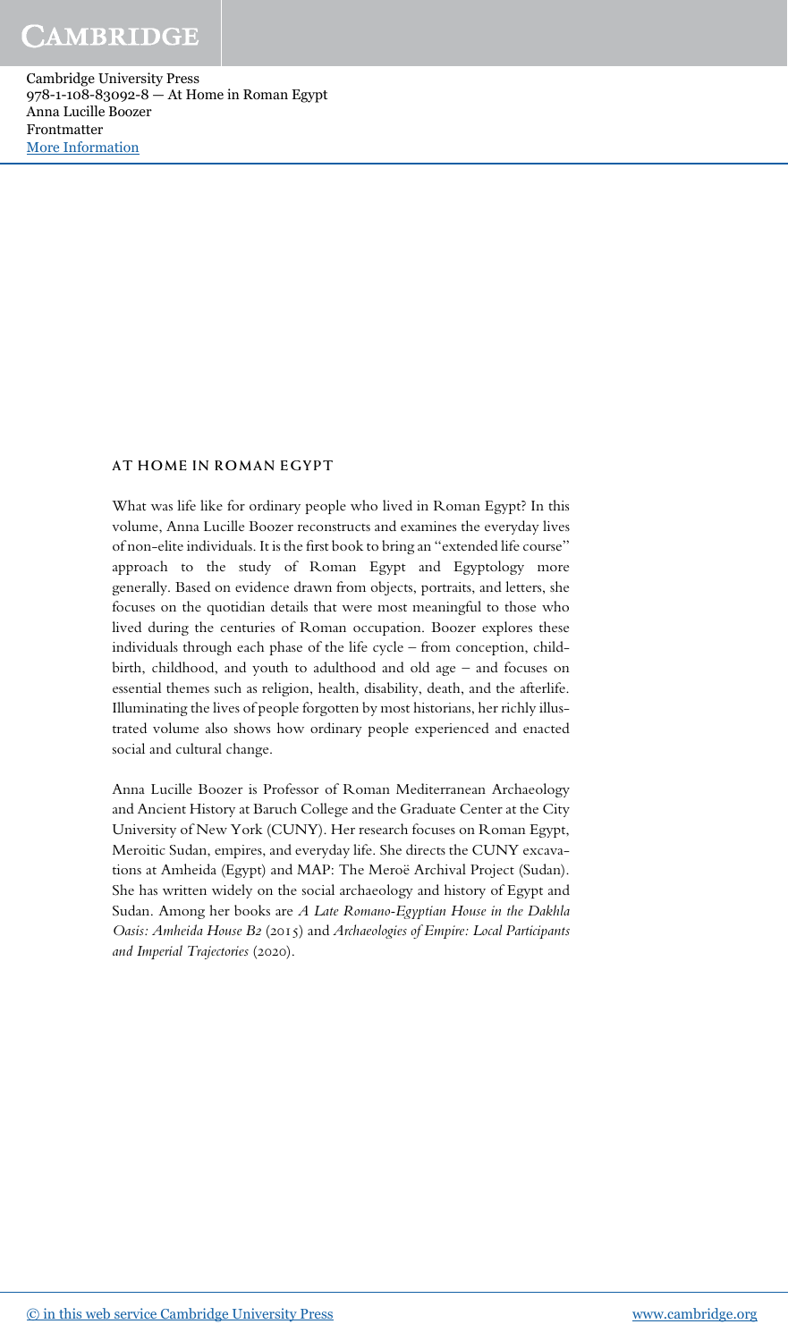## AT HOME IN ROMAN EGYPT

What was life like for ordinary people who lived in Roman Egypt? In this volume, Anna Lucille Boozer reconstructs and examines the everyday lives of non-elite individuals. It is the first book to bring an "extended life course" approach to the study of Roman Egypt and Egyptology more generally. Based on evidence drawn from objects, portraits, and letters, she focuses on the quotidian details that were most meaningful to those who lived during the centuries of Roman occupation. Boozer explores these individuals through each phase of the life cycle – from conception, childbirth, childhood, and youth to adulthood and old age – and focuses on essential themes such as religion, health, disability, death, and the afterlife. Illuminating the lives of people forgotten by most historians, her richly illustrated volume also shows how ordinary people experienced and enacted social and cultural change.

Anna Lucille Boozer is Professor of Roman Mediterranean Archaeology and Ancient History at Baruch College and the Graduate Center at the City University of New York (CUNY). Her research focuses on Roman Egypt, Meroitic Sudan, empires, and everyday life. She directs the CUNY excavations at Amheida (Egypt) and MAP: The Meroë Archival Project (Sudan). She has written widely on the social archaeology and history of Egypt and Sudan. Among her books are *A Late Romano-Egyptian House in the Dakhla Oasis: Amheida House B2* (2015) and *Archaeologies of Empire: Local Participants and Imperial Trajectories* (2020).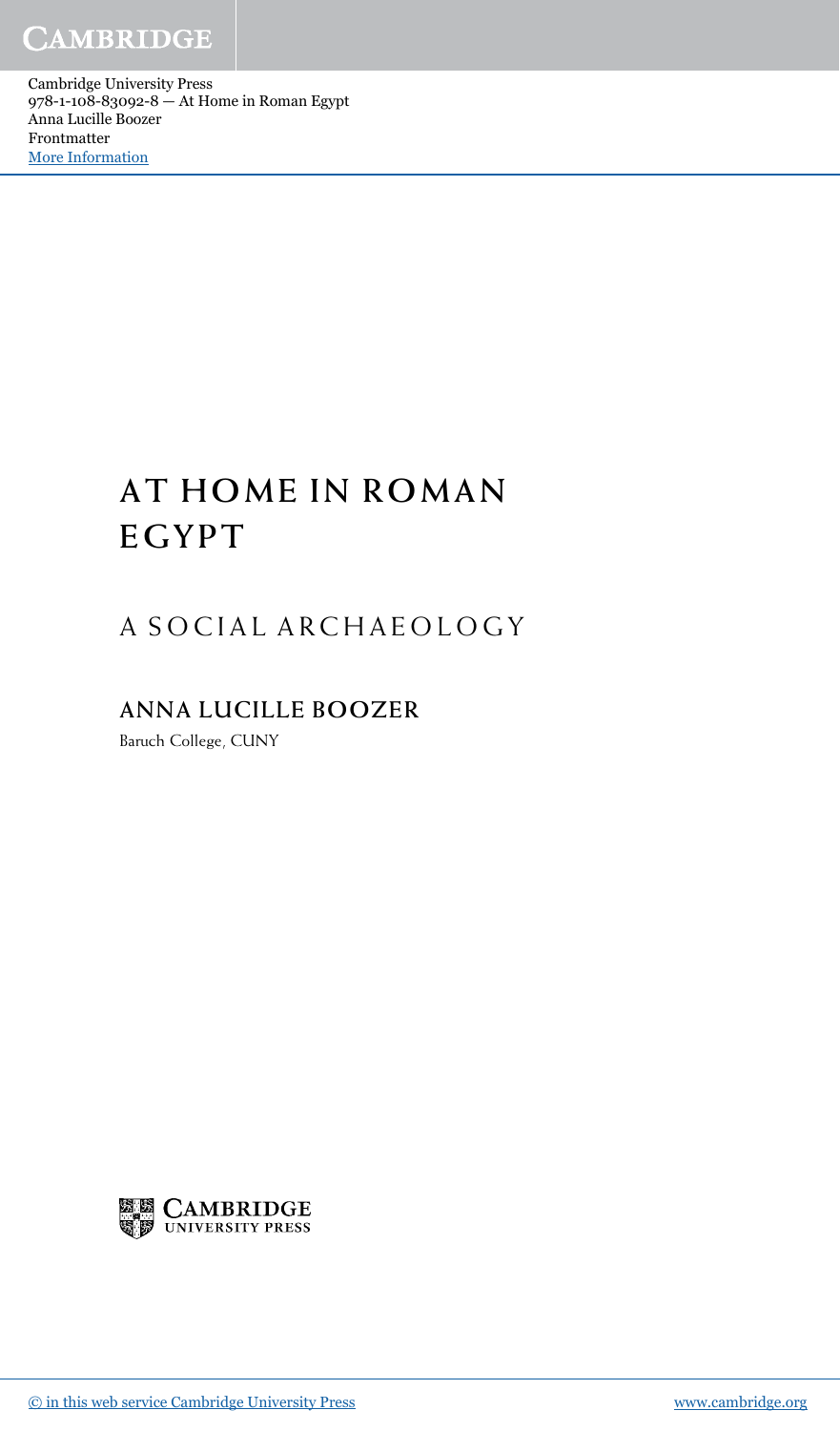# AT HOME IN ROMAN EGYPT

## A SOCIAL ARCHAEOLOGY

**ANNA LUCILLE BOOZER**

Baruch College, CUNY

CAMBRIDGE UNIVERSITY PRESS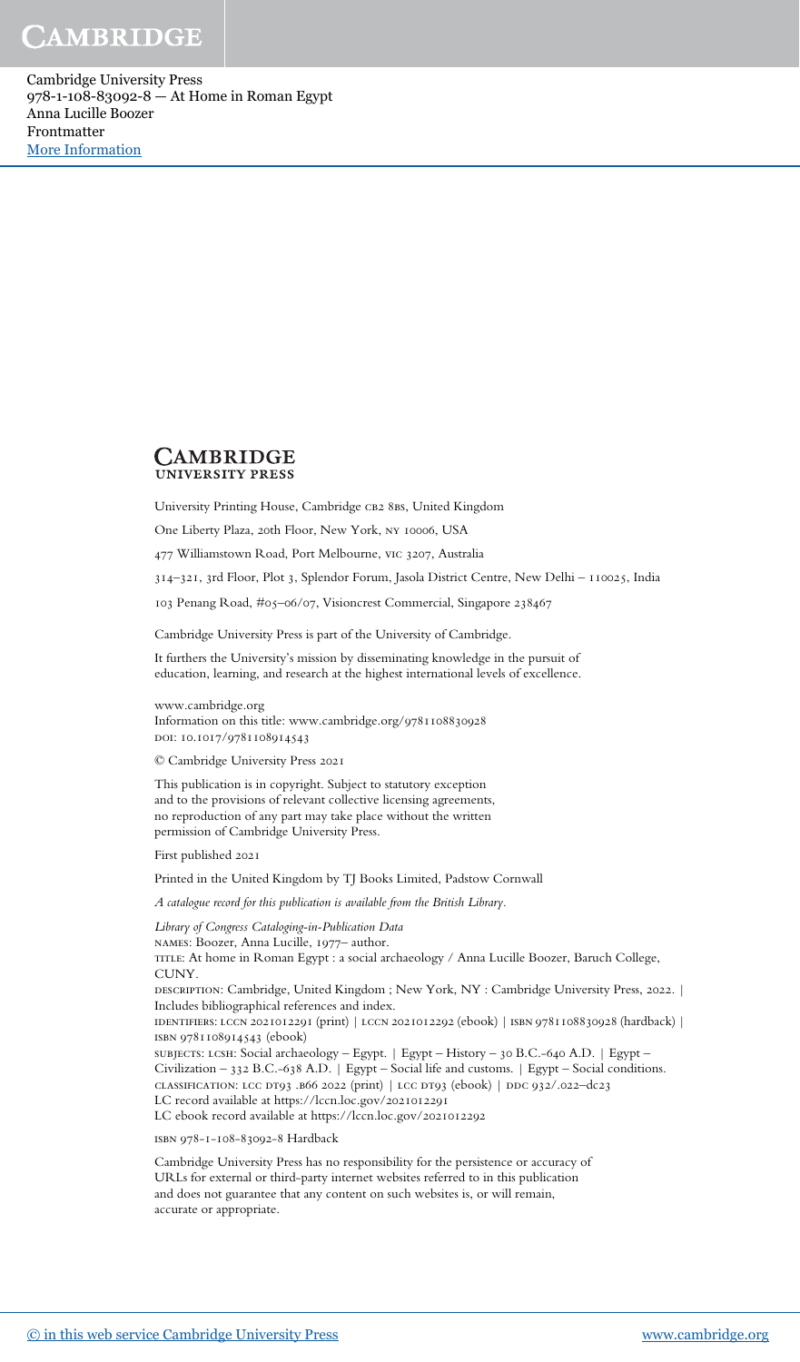CAMBRIDGE
UNIVERSITY PRESS

University Printing House, Cambridge CB2 8BS, United Kingdom

One Liberty Plaza, 20th Floor, New York, NY 10006, USA

477 Williamstown Road, Port Melbourne, VIC 3207, Australia

314–321, 3rd Floor, Plot 3, Splendor Forum, Jasola District Centre, New Delhi – 110025, India

103 Penang Road, #05–06/07, Visioncrest Commercial, Singapore 238467

Cambridge University Press is part of the University of Cambridge.

It furthers the University's mission by disseminating knowledge in the pursuit of education, learning, and research at the highest international levels of excellence.

www.cambridge.org
Information on this title: www.cambridge.org/9781108830928
DOI: 10.1017/9781108914543

© Cambridge University Press 2021

This publication is in copyright. Subject to statutory exception and to the provisions of relevant collective licensing agreements, no reproduction of any part may take place without the written permission of Cambridge University Press.

First published 2021

Printed in the United Kingdom by TJ Books Limited, Padstow Cornwall

*A catalogue record for this publication is available from the British Library.*

*Library of Congress Cataloging-in-Publication Data*
NAMES: Boozer, Anna Lucille, 1977– author.
TITLE: At home in Roman Egypt : a social archaeology / Anna Lucille Boozer, Baruch College, CUNY.
DESCRIPTION: Cambridge, United Kingdom ; New York, NY : Cambridge University Press, 2022. | Includes bibliographical references and index.
IDENTIFIERS: LCCN 2021012291 (print) | LCCN 2021012292 (ebook) | ISBN 9781108830928 (hardback) | ISBN 9781108914543 (ebook)
SUBJECTS: LCSH: Social archaeology – Egypt. | Egypt – History – 30 B.C.-640 A.D. | Egypt – Civilization – 332 B.C.-638 A.D. | Egypt – Social life and customs. | Egypt – Social conditions.
CLASSIFICATION: LCC DT93 .B66 2022 (print) | LCC DT93 (ebook) | DDC 932/.022–dc23
LC record available at https://lccn.loc.gov/2021012291
LC ebook record available at https://lccn.loc.gov/2021012292

ISBN 978-1-108-83092-8 Hardback

Cambridge University Press has no responsibility for the persistence or accuracy of URLs for external or third-party internet websites referred to in this publication and does not guarantee that any content on such websites is, or will remain, accurate or appropriate.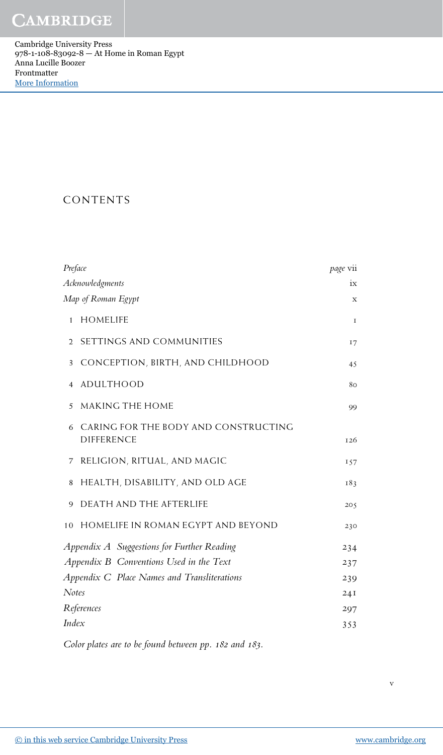# CONTENTS

| | |
|---|---|
| *Preface* | *page* vii |
| *Acknowledgments* | ix |
| *Map of Roman Egypt* | x |
| 1 HOMELIFE | 1 |
| 2 SETTINGS AND COMMUNITIES | 17 |
| 3 CONCEPTION, BIRTH, AND CHILDHOOD | 45 |
| 4 ADULTHOOD | 80 |
| 5 MAKING THE HOME | 99 |
| 6 CARING FOR THE BODY AND CONSTRUCTING DIFFERENCE | 126 |
| 7 RELIGION, RITUAL, AND MAGIC | 157 |
| 8 HEALTH, DISABILITY, AND OLD AGE | 183 |
| 9 DEATH AND THE AFTERLIFE | 205 |
| 10 HOMELIFE IN ROMAN EGYPT AND BEYOND | 230 |
| *Appendix A Suggestions for Further Reading* | 234 |
| *Appendix B Conventions Used in the Text* | 237 |
| *Appendix C Place Names and Transliterations* | 239 |
| *Notes* | 241 |
| *References* | 297 |
| *Index* | 353 |

*Color plates are to be found between pp. 182 and 183.*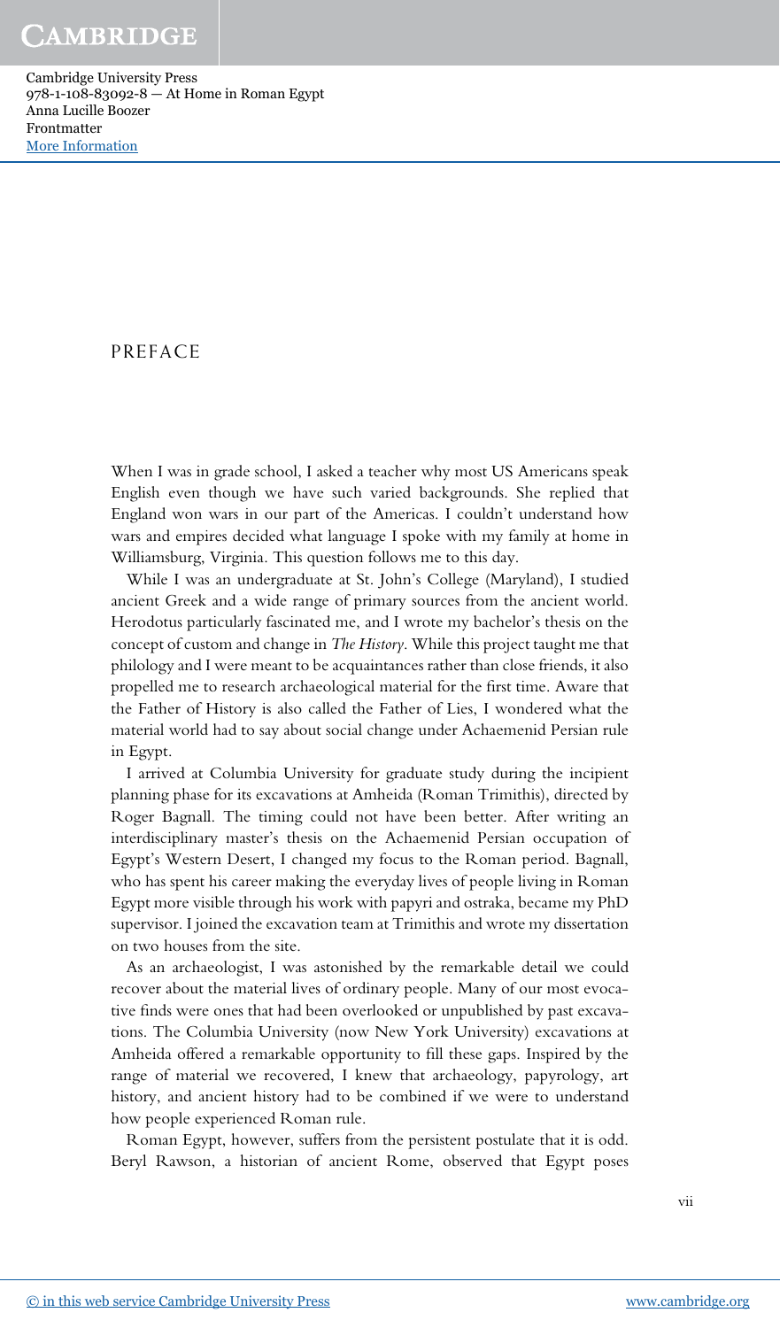# PREFACE

When I was in grade school, I asked a teacher why most US Americans speak English even though we have such varied backgrounds. She replied that England won wars in our part of the Americas. I couldn't understand how wars and empires decided what language I spoke with my family at home in Williamsburg, Virginia. This question follows me to this day.

While I was an undergraduate at St. John's College (Maryland), I studied ancient Greek and a wide range of primary sources from the ancient world. Herodotus particularly fascinated me, and I wrote my bachelor's thesis on the concept of custom and change in *The History*. While this project taught me that philology and I were meant to be acquaintances rather than close friends, it also propelled me to research archaeological material for the first time. Aware that the Father of History is also called the Father of Lies, I wondered what the material world had to say about social change under Achaemenid Persian rule in Egypt.

I arrived at Columbia University for graduate study during the incipient planning phase for its excavations at Amheida (Roman Trimithis), directed by Roger Bagnall. The timing could not have been better. After writing an interdisciplinary master's thesis on the Achaemenid Persian occupation of Egypt's Western Desert, I changed my focus to the Roman period. Bagnall, who has spent his career making the everyday lives of people living in Roman Egypt more visible through his work with papyri and ostraka, became my PhD supervisor. I joined the excavation team at Trimithis and wrote my dissertation on two houses from the site.

As an archaeologist, I was astonished by the remarkable detail we could recover about the material lives of ordinary people. Many of our most evocative finds were ones that had been overlooked or unpublished by past excavations. The Columbia University (now New York University) excavations at Amheida offered a remarkable opportunity to fill these gaps. Inspired by the range of material we recovered, I knew that archaeology, papyrology, art history, and ancient history had to be combined if we were to understand how people experienced Roman rule.

Roman Egypt, however, suffers from the persistent postulate that it is odd. Beryl Rawson, a historian of ancient Rome, observed that Egypt poses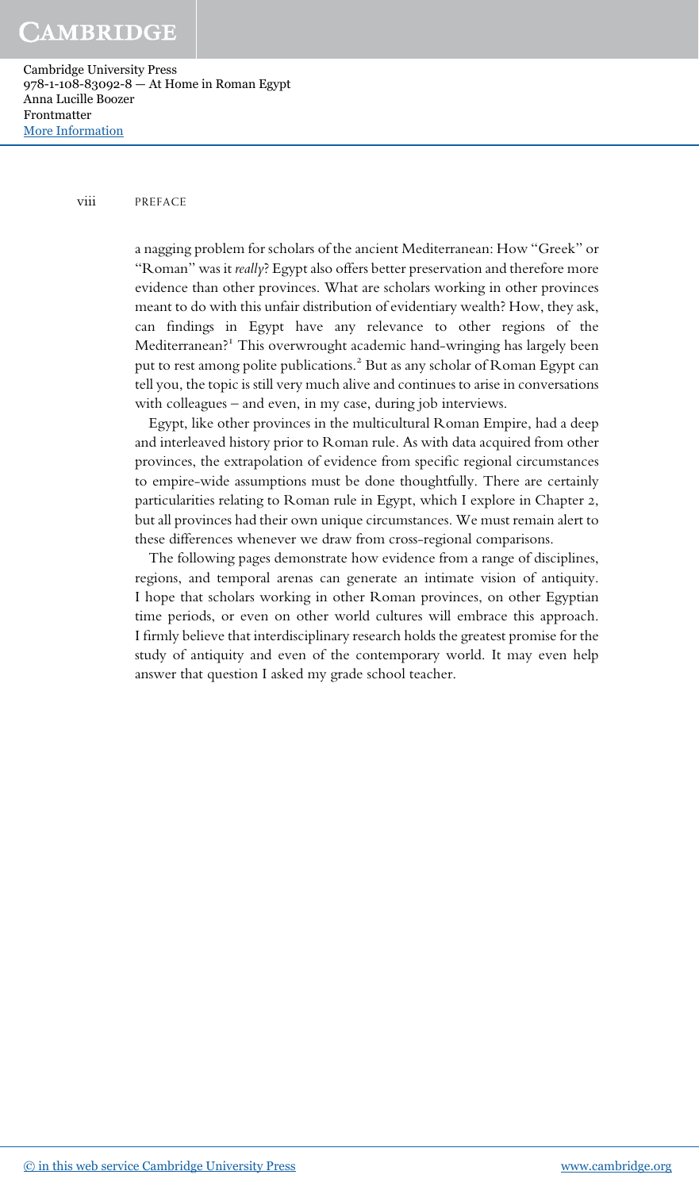a nagging problem for scholars of the ancient Mediterranean: How "Greek" or "Roman" was it *really*? Egypt also offers better preservation and therefore more evidence than other provinces. What are scholars working in other provinces meant to do with this unfair distribution of evidentiary wealth? How, they ask, can findings in Egypt have any relevance to other regions of the Mediterranean?[1] This overwrought academic hand-wringing has largely been put to rest among polite publications.[2] But as any scholar of Roman Egypt can tell you, the topic is still very much alive and continues to arise in conversations with colleagues – and even, in my case, during job interviews.

Egypt, like other provinces in the multicultural Roman Empire, had a deep and interleaved history prior to Roman rule. As with data acquired from other provinces, the extrapolation of evidence from specific regional circumstances to empire-wide assumptions must be done thoughtfully. There are certainly particularities relating to Roman rule in Egypt, which I explore in Chapter 2, but all provinces had their own unique circumstances. We must remain alert to these differences whenever we draw from cross-regional comparisons.

The following pages demonstrate how evidence from a range of disciplines, regions, and temporal arenas can generate an intimate vision of antiquity. I hope that scholars working in other Roman provinces, on other Egyptian time periods, or even on other world cultures will embrace this approach. I firmly believe that interdisciplinary research holds the greatest promise for the study of antiquity and even of the contemporary world. It may even help answer that question I asked my grade school teacher.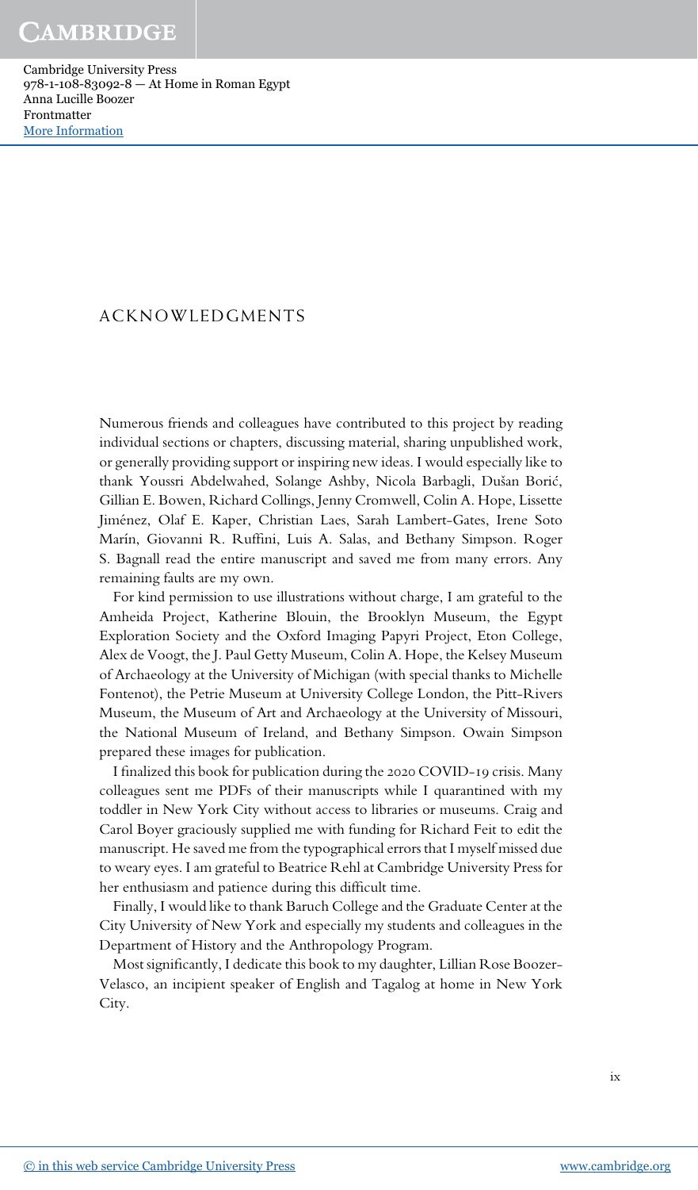# ACKNOWLEDGMENTS

Numerous friends and colleagues have contributed to this project by reading individual sections or chapters, discussing material, sharing unpublished work, or generally providing support or inspiring new ideas. I would especially like to thank Youssri Abdelwahed, Solange Ashby, Nicola Barbagli, Dušan Borić, Gillian E. Bowen, Richard Collings, Jenny Cromwell, Colin A. Hope, Lissette Jiménez, Olaf E. Kaper, Christian Laes, Sarah Lambert-Gates, Irene Soto Marín, Giovanni R. Ruffini, Luis A. Salas, and Bethany Simpson. Roger S. Bagnall read the entire manuscript and saved me from many errors. Any remaining faults are my own.

For kind permission to use illustrations without charge, I am grateful to the Amheida Project, Katherine Blouin, the Brooklyn Museum, the Egypt Exploration Society and the Oxford Imaging Papyri Project, Eton College, Alex de Voogt, the J. Paul Getty Museum, Colin A. Hope, the Kelsey Museum of Archaeology at the University of Michigan (with special thanks to Michelle Fontenot), the Petrie Museum at University College London, the Pitt-Rivers Museum, the Museum of Art and Archaeology at the University of Missouri, the National Museum of Ireland, and Bethany Simpson. Owain Simpson prepared these images for publication.

I finalized this book for publication during the 2020 COVID-19 crisis. Many colleagues sent me PDFs of their manuscripts while I quarantined with my toddler in New York City without access to libraries or museums. Craig and Carol Boyer graciously supplied me with funding for Richard Feit to edit the manuscript. He saved me from the typographical errors that I myself missed due to weary eyes. I am grateful to Beatrice Rehl at Cambridge University Press for her enthusiasm and patience during this difficult time.

Finally, I would like to thank Baruch College and the Graduate Center at the City University of New York and especially my students and colleagues in the Department of History and the Anthropology Program.

Most significantly, I dedicate this book to my daughter, Lillian Rose Boozer-Velasco, an incipient speaker of English and Tagalog at home in New York City.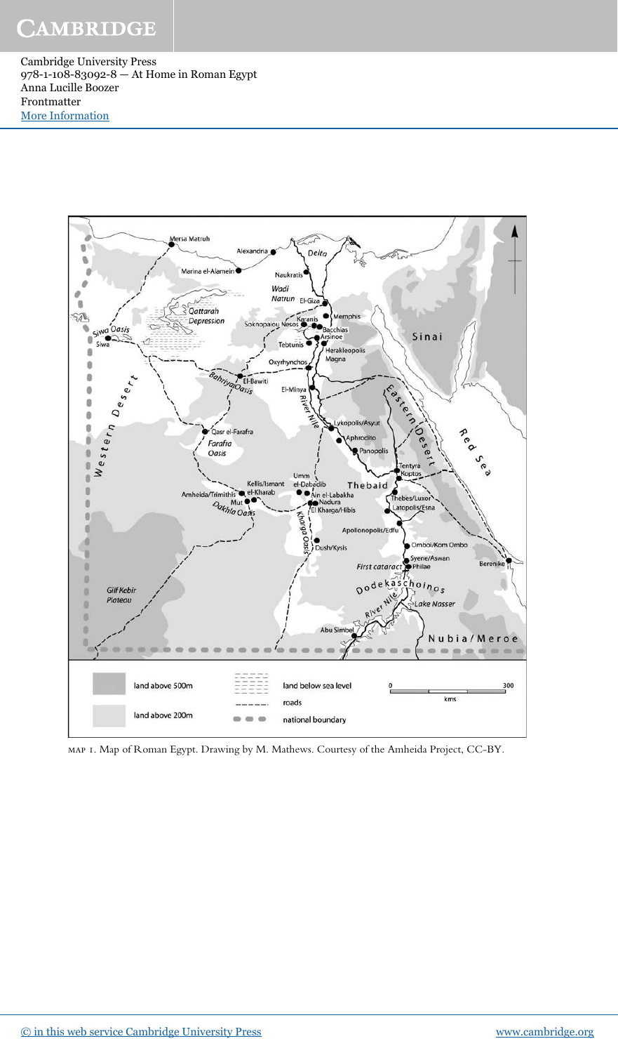Mersa Matruh

Alexandria

Delta

Marina el-Alamein

Naukratis

Wadi Natrun

El-Giza

Qattarah Depression

Memphis

Karanis

Soknopaiou Nesos

Bacchias

Siwa Oasis

Siwa

Arsinoe

Tebtunis

Sinai

Herakleopolis Magna

Oxyrhynchos

El-Bawiti

Bahriya Oasis

El-Minya

River Nile

Eastern Desert

Western Desert

Lykopolis/Asyut

Red Sea

Qasr el-Farafra

Farafra Oasis

Aphrodito

Panopolis

Tentyra

Koptos

Umm el-Dabadib

Thebaid

Kellis/Ismant el-Kharab

Ain el-Labakha

Amheida/Trimithis

Nadura

Thebes/Luxor

Mut

El Kharga/Hibis

Latopolis/Esna

Dakhla Oasis

Kharga Oasis

Apollonopolis/Edfu

Dush/Kysis

Omboi/Kom Ombo

Syene/Aswan

Berenike

First cataract

Philae

Dodekaschoinos

Gilf Kebir Plateau

Lake Nasser

River Nile

Abu Simbel

Nubia/Meroe

land above 500m

land above 200m

land below sea level

roads

national boundary

0

300

kms

MAP 1. Map of Roman Egypt. Drawing by M. Mathews. Courtesy of the Amheida Project, CC-BY.